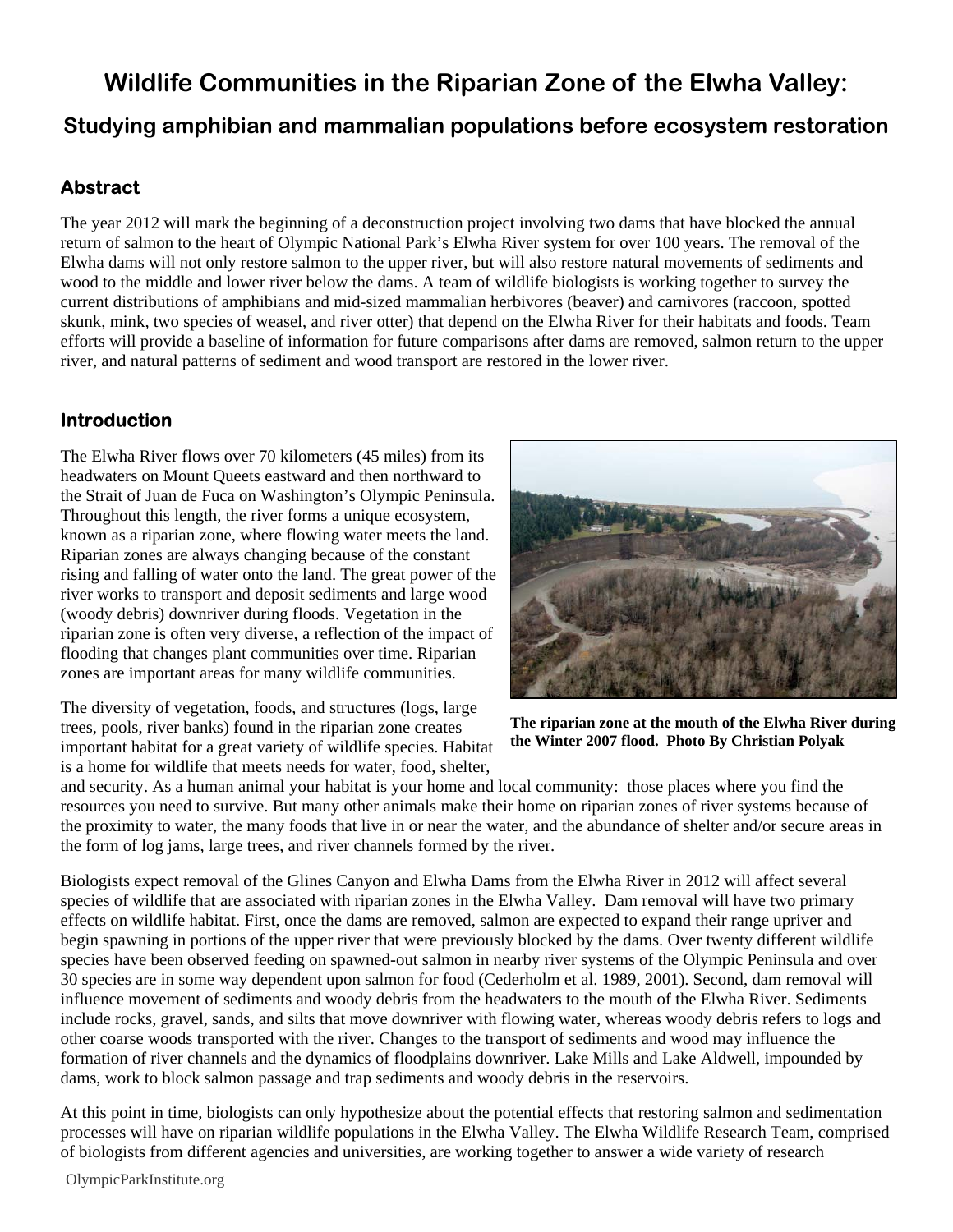# Wildlife Communities in the Riparian Zone of the Elwha Valley:

## Studying amphibian and mammalian populations before ecosystem restoration

### Abstract

The year 2012 will mark the beginning of a deconstruction project involving two dams that have blocked the annual return of salmon to the heart of Olympic National Park's Elwha River system for over 100 years. The removal of the Elwha dams will not only restore salmon to the upper river, but will also restore natural movements of sediments and wood to the middle and lower river below the dams. A team of wildlife biologists is working together to survey the current distributions of amphibians and mid-sized mammalian herbivores (beaver) and carnivores (raccoon, spotted skunk, mink, two species of weasel, and river otter) that depend on the Elwha River for their habitats and foods. Team efforts will provide a baseline of information for future comparisons after dams are removed, salmon return to the upper river, and natural patterns of sediment and wood transport are restored in the lower river.

### Introduction

The Elwha River flows over 70 kilometers (45 miles) from its headwaters on Mount Queets eastward and then northward to the Strait of Juan de Fuca on Washington's Olympic Peninsula. Throughout this length, the river forms a unique ecosystem, known as a riparian zone, where flowing water meets the land. Riparian zones are always changing because of the constant rising and falling of water onto the land. The great power of the river works to transport and deposit sediments and large wood (woody debris) downriver during floods. Vegetation in the riparian zone is often very diverse, a reflection of the impact of flooding that changes plant communities over time. Riparian zones are important areas for many wildlife communities.

**The riparian zone at the mouth of the Elwha River during the Winter 2007 flood. Photo By Christian Polyak**

The diversity of vegetation, foods, and structures (logs, large trees, pools, river banks) found in the riparian zone creates important habitat for a great variety of wildlife species. Habitat is a home for wildlife that meets needs for water, food, shelter, and security. As a human animal your habitat is your home and local community: those places where you find the resources you need to survive. But many other animals make their home on riparian zones of river systems because of the proximity to water, the many foods that live in or near the water, and the abundance of shelter and/or secure areas in the form of log jams, large trees, and river channels formed by the river.

Biologists expect removal of the Glines Canyon and Elwha Dams from the Elwha River in 2012 will affect several species of wildlife that are associated with riparian zones in the Elwha Valley. Dam removal will have two primary effects on wildlife habitat. First, once the dams are removed, salmon are expected to expand their range upriver and begin spawning in portions of the upper river that were previously blocked by the dams. Over twenty different wildlife species have been observed feeding on spawned-out salmon in nearby river systems of the Olympic Peninsula and over 30 species are in some way dependent upon salmon for food (Cederholm et al. 1989, 2001). Second, dam removal will influence movement of sediments and woody debris from the headwaters to the mouth of the Elwha River. Sediments include rocks, gravel, sands, and silts that move downriver with flowing water, whereas woody debris refers to logs and other coarse woods transported with the river. Changes to the transport of sediments and wood may influence the formation of river channels and the dynamics of floodplains downriver. Lake Mills and Lake Aldwell, impounded by dams, work to block salmon passage and trap sediments and woody debris in the reservoirs.

At this point in time, biologists can only hypothesize about the potential effects that restoring salmon and sedimentation processes will have on riparian wildlife populations in the Elwha Valley. The Elwha Wildlife Research Team, comprised of biologists from different agencies and universities, are working together to answer a wide variety of research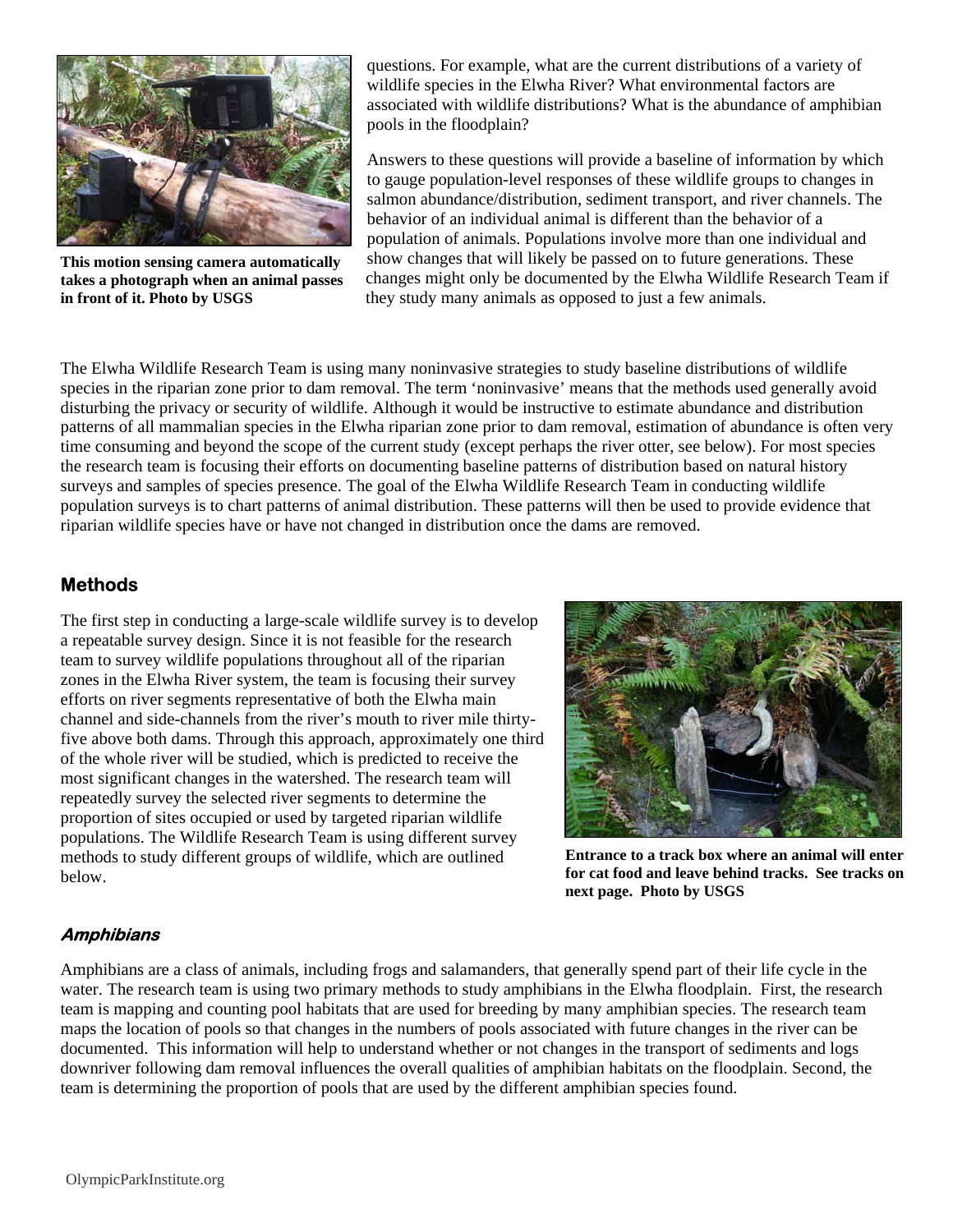questions. For example, what are the current distributions of a variety of wildlife species in the Elwha River? What environmental factors are associated with wildlife distributions? What is the abundance of amphibian pools in the floodplain?

Answers to these questions will provide a baseline of information by which to gauge population-level responses of these wildlife groups to changes in salmon abundance/distribution, sediment transport, and river channels. The behavior of an individual animal is different than the behavior of a population of animals. Populations involve more than one individual and show changes that will likely be passed on to future generations. These changes might only be documented by the Elwha Wildlife Research Team if they study many animals as opposed to just a few animals.

**This motion sensing camera automatically takes a photograph when an animal passes in front of it. Photo by USGS**

The Elwha Wildlife Research Team is using many noninvasive strategies to study baseline distributions of wildlife species in the riparian zone prior to dam removal. The term 'noninvasive' means that the methods used generally avoid disturbing the privacy or security of wildlife. Although it would be instructive to estimate abundance and distribution patterns of all mammalian species in the Elwha riparian zone prior to dam removal, estimation of abundance is often very time consuming and beyond the scope of the current study (except perhaps the river otter, see below). For most species the research team is focusing their efforts on documenting baseline patterns of distribution based on natural history surveys and samples of species presence. The goal of the Elwha Wildlife Research Team in conducting wildlife population surveys is to chart patterns of animal distribution. These patterns will then be used to provide evidence that riparian wildlife species have or have not changed in distribution once the dams are removed.

## Methods

The first step in conducting a large-scale wildlife survey is to develop a repeatable survey design. Since it is not feasible for the research team to survey wildlife populations throughout all of the riparian zones in the Elwha River system, the team is focusing their survey efforts on river segments representative of both the Elwha main channel and side-channels from the river's mouth to river mile thirty-five above both dams. Through this approach, approximately one third of the whole river will be studied, which is predicted to receive the most significant changes in the watershed. The research team will repeatedly survey the selected river segments to determine the proportion of sites occupied or used by targeted riparian wildlife populations. The Wildlife Research Team is using different survey methods to study different groups of wildlife, which are outlined below.

**Entrance to a track box where an animal will enter for cat food and leave behind tracks. See tracks on next page. Photo by USGS**

### *Amphibians*

Amphibians are a class of animals, including frogs and salamanders, that generally spend part of their life cycle in the water. The research team is using two primary methods to study amphibians in the Elwha floodplain. First, the research team is mapping and counting pool habitats that are used for breeding by many amphibian species. The research team maps the location of pools so that changes in the numbers of pools associated with future changes in the river can be documented. This information will help to understand whether or not changes in the transport of sediments and logs downriver following dam removal influences the overall qualities of amphibian habitats on the floodplain. Second, the team is determining the proportion of pools that are used by the different amphibian species found.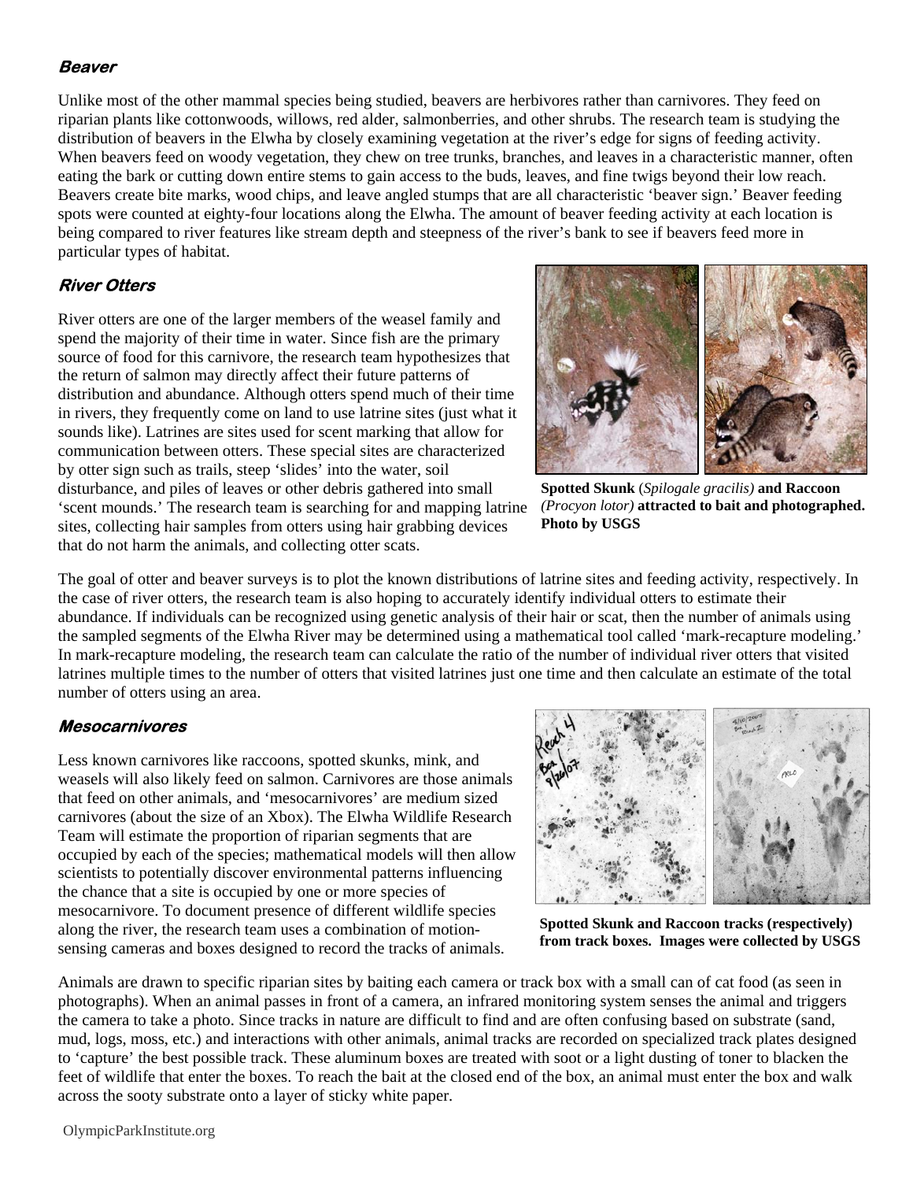### Beaver

Unlike most of the other mammal species being studied, beavers are herbivores rather than carnivores. They feed on riparian plants like cottonwoods, willows, red alder, salmonberries, and other shrubs. The research team is studying the distribution of beavers in the Elwha by closely examining vegetation at the river's edge for signs of feeding activity. When beavers feed on woody vegetation, they chew on tree trunks, branches, and leaves in a characteristic manner, often eating the bark or cutting down entire stems to gain access to the buds, leaves, and fine twigs beyond their low reach. Beavers create bite marks, wood chips, and leave angled stumps that are all characteristic 'beaver sign.' Beaver feeding spots were counted at eighty-four locations along the Elwha. The amount of beaver feeding activity at each location is being compared to river features like stream depth and steepness of the river's bank to see if beavers feed more in particular types of habitat.

### River Otters

River otters are one of the larger members of the weasel family and spend the majority of their time in water. Since fish are the primary source of food for this carnivore, the research team hypothesizes that the return of salmon may directly affect their future patterns of distribution and abundance. Although otters spend much of their time in rivers, they frequently come on land to use latrine sites (just what it sounds like). Latrines are sites used for scent marking that allow for communication between otters. These special sites are characterized by otter sign such as trails, steep 'slides' into the water, soil disturbance, and piles of leaves or other debris gathered into small 'scent mounds.' The research team is searching for and mapping latrine sites, collecting hair samples from otters using hair grabbing devices that do not harm the animals, and collecting otter scats.

**Spotted Skunk** (*Spilogale gracilis)* **and Raccoon** *(Procyon lotor)* **attracted to bait and photographed. Photo by USGS**

The goal of otter and beaver surveys is to plot the known distributions of latrine sites and feeding activity, respectively. In the case of river otters, the research team is also hoping to accurately identify individual otters to estimate their abundance. If individuals can be recognized using genetic analysis of their hair or scat, then the number of animals using the sampled segments of the Elwha River may be determined using a mathematical tool called 'mark-recapture modeling.' In mark-recapture modeling, the research team can calculate the ratio of the number of individual river otters that visited latrines multiple times to the number of otters that visited latrines just one time and then calculate an estimate of the total number of otters using an area.

### Mesocarnivores

Less known carnivores like raccoons, spotted skunks, mink, and weasels will also likely feed on salmon. Carnivores are those animals that feed on other animals, and 'mesocarnivores' are medium sized carnivores (about the size of an Xbox). The Elwha Wildlife Research Team will estimate the proportion of riparian segments that are occupied by each of the species; mathematical models will then allow scientists to potentially discover environmental patterns influencing the chance that a site is occupied by one or more species of mesocarnivore. To document presence of different wildlife species along the river, the research team uses a combination of motion-sensing cameras and boxes designed to record the tracks of animals.

**Spotted Skunk and Raccoon tracks (respectively) from track boxes. Images were collected by USGS**

Animals are drawn to specific riparian sites by baiting each camera or track box with a small can of cat food (as seen in photographs). When an animal passes in front of a camera, an infrared monitoring system senses the animal and triggers the camera to take a photo. Since tracks in nature are difficult to find and are often confusing based on substrate (sand, mud, logs, moss, etc.) and interactions with other animals, animal tracks are recorded on specialized track plates designed to 'capture' the best possible track. These aluminum boxes are treated with soot or a light dusting of toner to blacken the feet of wildlife that enter the boxes. To reach the bait at the closed end of the box, an animal must enter the box and walk across the sooty substrate onto a layer of sticky white paper.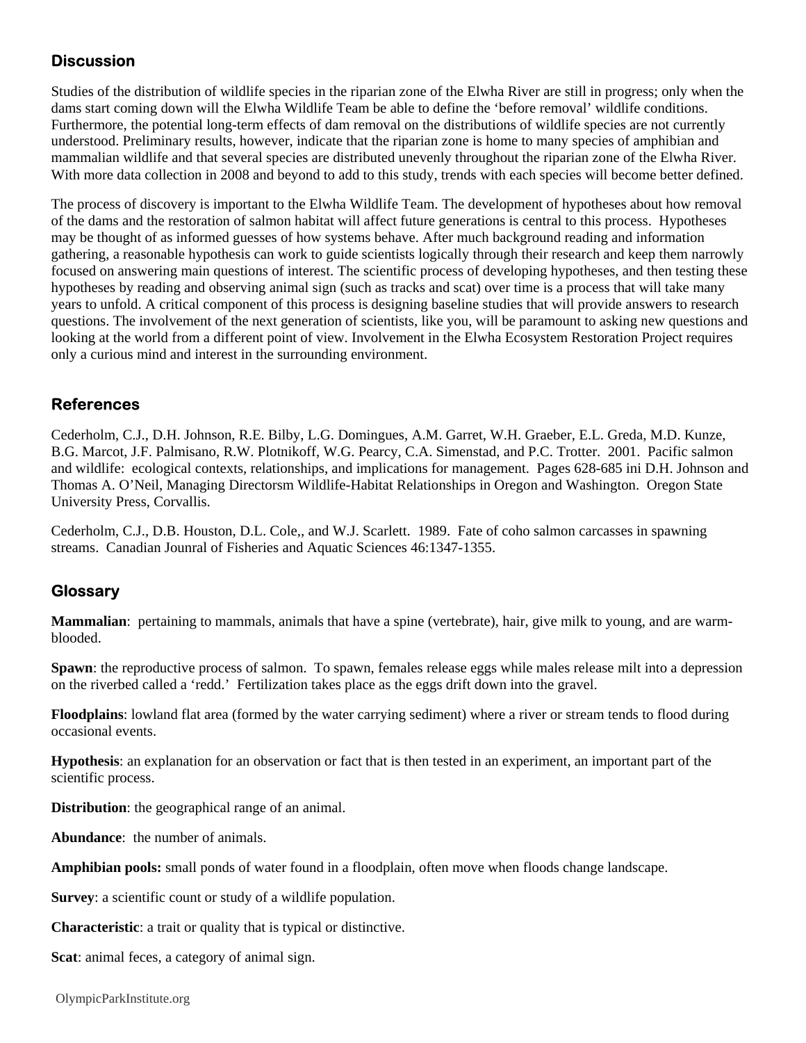## Discussion

Studies of the distribution of wildlife species in the riparian zone of the Elwha River are still in progress; only when the dams start coming down will the Elwha Wildlife Team be able to define the 'before removal' wildlife conditions. Furthermore, the potential long-term effects of dam removal on the distributions of wildlife species are not currently understood. Preliminary results, however, indicate that the riparian zone is home to many species of amphibian and mammalian wildlife and that several species are distributed unevenly throughout the riparian zone of the Elwha River. With more data collection in 2008 and beyond to add to this study, trends with each species will become better defined.

The process of discovery is important to the Elwha Wildlife Team. The development of hypotheses about how removal of the dams and the restoration of salmon habitat will affect future generations is central to this process. Hypotheses may be thought of as informed guesses of how systems behave. After much background reading and information gathering, a reasonable hypothesis can work to guide scientists logically through their research and keep them narrowly focused on answering main questions of interest. The scientific process of developing hypotheses, and then testing these hypotheses by reading and observing animal sign (such as tracks and scat) over time is a process that will take many years to unfold. A critical component of this process is designing baseline studies that will provide answers to research questions. The involvement of the next generation of scientists, like you, will be paramount to asking new questions and looking at the world from a different point of view. Involvement in the Elwha Ecosystem Restoration Project requires only a curious mind and interest in the surrounding environment.

## References

Cederholm, C.J., D.H. Johnson, R.E. Bilby, L.G. Domingues, A.M. Garret, W.H. Graeber, E.L. Greda, M.D. Kunze, B.G. Marcot, J.F. Palmisano, R.W. Plotnikoff, W.G. Pearcy, C.A. Simenstad, and P.C. Trotter. 2001. Pacific salmon and wildlife: ecological contexts, relationships, and implications for management. Pages 628-685 ini D.H. Johnson and Thomas A. O'Neil, Managing Directorsm Wildlife-Habitat Relationships in Oregon and Washington. Oregon State University Press, Corvallis.

Cederholm, C.J., D.B. Houston, D.L. Cole,, and W.J. Scarlett. 1989. Fate of coho salmon carcasses in spawning streams. Canadian Jounral of Fisheries and Aquatic Sciences 46:1347-1355.

## Glossary

**Mammalian**: pertaining to mammals, animals that have a spine (vertebrate), hair, give milk to young, and are warm-blooded.

**Spawn**: the reproductive process of salmon. To spawn, females release eggs while males release milt into a depression on the riverbed called a 'redd.' Fertilization takes place as the eggs drift down into the gravel.

**Floodplains**: lowland flat area (formed by the water carrying sediment) where a river or stream tends to flood during occasional events.

**Hypothesis**: an explanation for an observation or fact that is then tested in an experiment, an important part of the scientific process.

**Distribution**: the geographical range of an animal.

**Abundance**: the number of animals.

**Amphibian pools:** small ponds of water found in a floodplain, often move when floods change landscape.

**Survey**: a scientific count or study of a wildlife population.

**Characteristic**: a trait or quality that is typical or distinctive.

**Scat**: animal feces, a category of animal sign.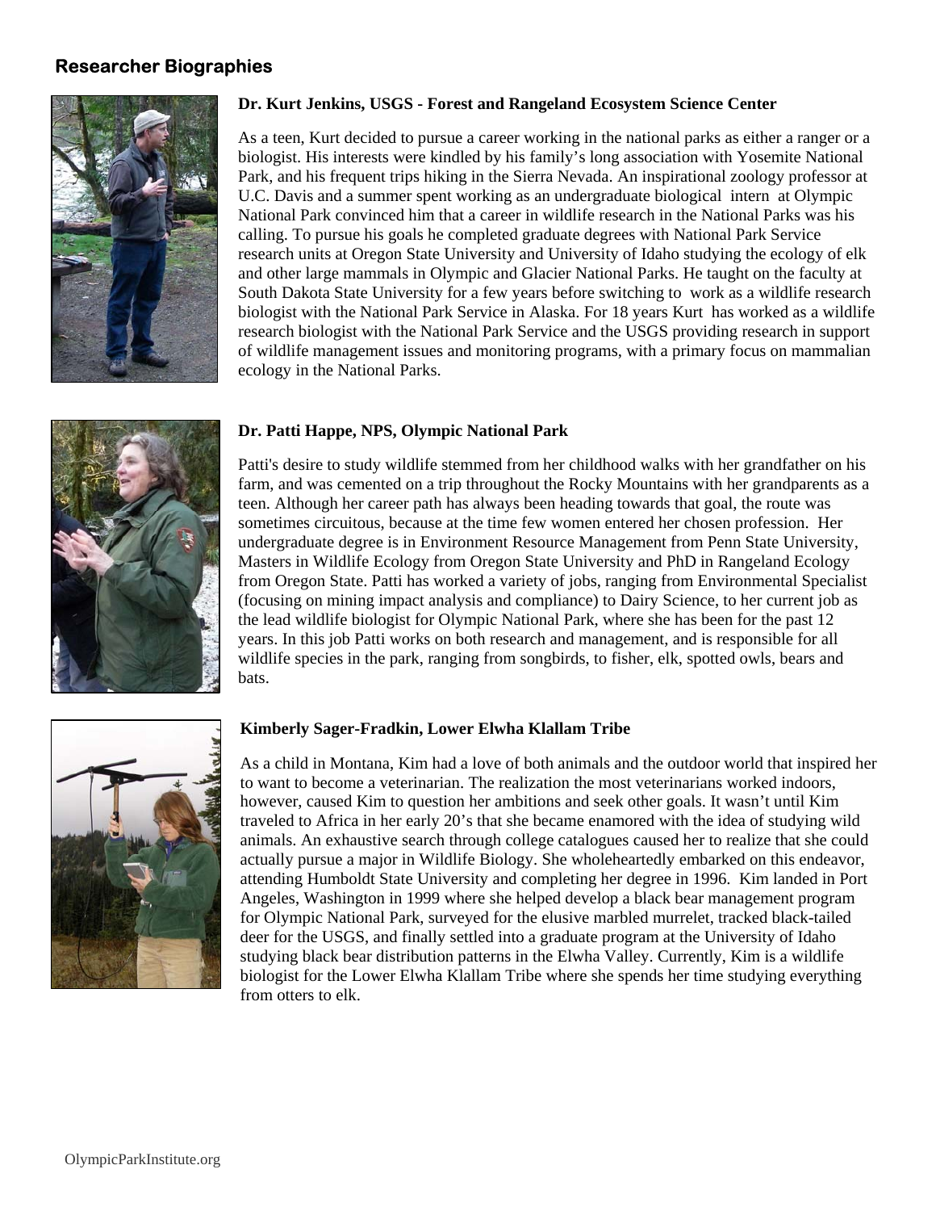## Researcher Biographies

**Dr. Kurt Jenkins, USGS - Forest and Rangeland Ecosystem Science Center**

As a teen, Kurt decided to pursue a career working in the national parks as either a ranger or a biologist. His interests were kindled by his family's long association with Yosemite National Park, and his frequent trips hiking in the Sierra Nevada. An inspirational zoology professor at U.C. Davis and a summer spent working as an undergraduate biological intern at Olympic National Park convinced him that a career in wildlife research in the National Parks was his calling. To pursue his goals he completed graduate degrees with National Park Service research units at Oregon State University and University of Idaho studying the ecology of elk and other large mammals in Olympic and Glacier National Parks. He taught on the faculty at South Dakota State University for a few years before switching to work as a wildlife research biologist with the National Park Service in Alaska. For 18 years Kurt has worked as a wildlife research biologist with the National Park Service and the USGS providing research in support of wildlife management issues and monitoring programs, with a primary focus on mammalian ecology in the National Parks.

**Dr. Patti Happe, NPS, Olympic National Park**

Patti's desire to study wildlife stemmed from her childhood walks with her grandfather on his farm, and was cemented on a trip throughout the Rocky Mountains with her grandparents as a teen. Although her career path has always been heading towards that goal, the route was sometimes circuitous, because at the time few women entered her chosen profession. Her undergraduate degree is in Environment Resource Management from Penn State University, Masters in Wildlife Ecology from Oregon State University and PhD in Rangeland Ecology from Oregon State. Patti has worked a variety of jobs, ranging from Environmental Specialist (focusing on mining impact analysis and compliance) to Dairy Science, to her current job as the lead wildlife biologist for Olympic National Park, where she has been for the past 12 years. In this job Patti works on both research and management, and is responsible for all wildlife species in the park, ranging from songbirds, to fisher, elk, spotted owls, bears and bats.

**Kimberly Sager-Fradkin, Lower Elwha Klallam Tribe**

As a child in Montana, Kim had a love of both animals and the outdoor world that inspired her to want to become a veterinarian. The realization the most veterinarians worked indoors, however, caused Kim to question her ambitions and seek other goals. It wasn't until Kim traveled to Africa in her early 20's that she became enamored with the idea of studying wild animals. An exhaustive search through college catalogues caused her to realize that she could actually pursue a major in Wildlife Biology. She wholeheartedly embarked on this endeavor, attending Humboldt State University and completing her degree in 1996. Kim landed in Port Angeles, Washington in 1999 where she helped develop a black bear management program for Olympic National Park, surveyed for the elusive marbled murrelet, tracked black-tailed deer for the USGS, and finally settled into a graduate program at the University of Idaho studying black bear distribution patterns in the Elwha Valley. Currently, Kim is a wildlife biologist for the Lower Elwha Klallam Tribe where she spends her time studying everything from otters to elk.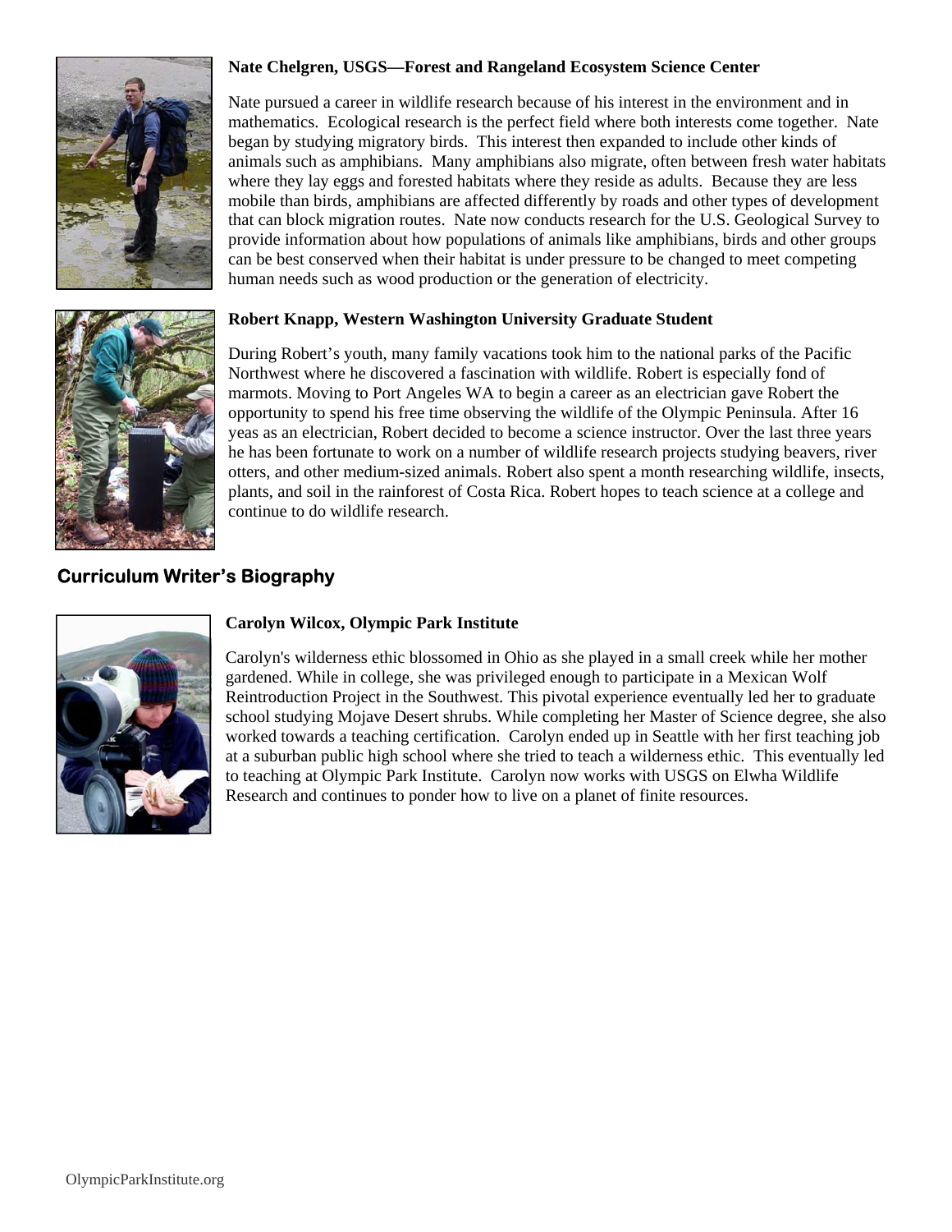**Nate Chelgren, USGS—Forest and Rangeland Ecosystem Science Center**

Nate pursued a career in wildlife research because of his interest in the environment and in mathematics. Ecological research is the perfect field where both interests come together. Nate began by studying migratory birds. This interest then expanded to include other kinds of animals such as amphibians. Many amphibians also migrate, often between fresh water habitats where they lay eggs and forested habitats where they reside as adults. Because they are less mobile than birds, amphibians are affected differently by roads and other types of development that can block migration routes. Nate now conducts research for the U.S. Geological Survey to provide information about how populations of animals like amphibians, birds and other groups can be best conserved when their habitat is under pressure to be changed to meet competing human needs such as wood production or the generation of electricity.

**Robert Knapp, Western Washington University Graduate Student**

During Robert's youth, many family vacations took him to the national parks of the Pacific Northwest where he discovered a fascination with wildlife. Robert is especially fond of marmots. Moving to Port Angeles WA to begin a career as an electrician gave Robert the opportunity to spend his free time observing the wildlife of the Olympic Peninsula. After 16 yeas as an electrician, Robert decided to become a science instructor. Over the last three years he has been fortunate to work on a number of wildlife research projects studying beavers, river otters, and other medium-sized animals. Robert also spent a month researching wildlife, insects, plants, and soil in the rainforest of Costa Rica. Robert hopes to teach science at a college and continue to do wildlife research.

## Curriculum Writer's Biography

**Carolyn Wilcox, Olympic Park Institute**

Carolyn's wilderness ethic blossomed in Ohio as she played in a small creek while her mother gardened. While in college, she was privileged enough to participate in a Mexican Wolf Reintroduction Project in the Southwest. This pivotal experience eventually led her to graduate school studying Mojave Desert shrubs. While completing her Master of Science degree, she also worked towards a teaching certification. Carolyn ended up in Seattle with her first teaching job at a suburban public high school where she tried to teach a wilderness ethic. This eventually led to teaching at Olympic Park Institute. Carolyn now works with USGS on Elwha Wildlife Research and continues to ponder how to live on a planet of finite resources.